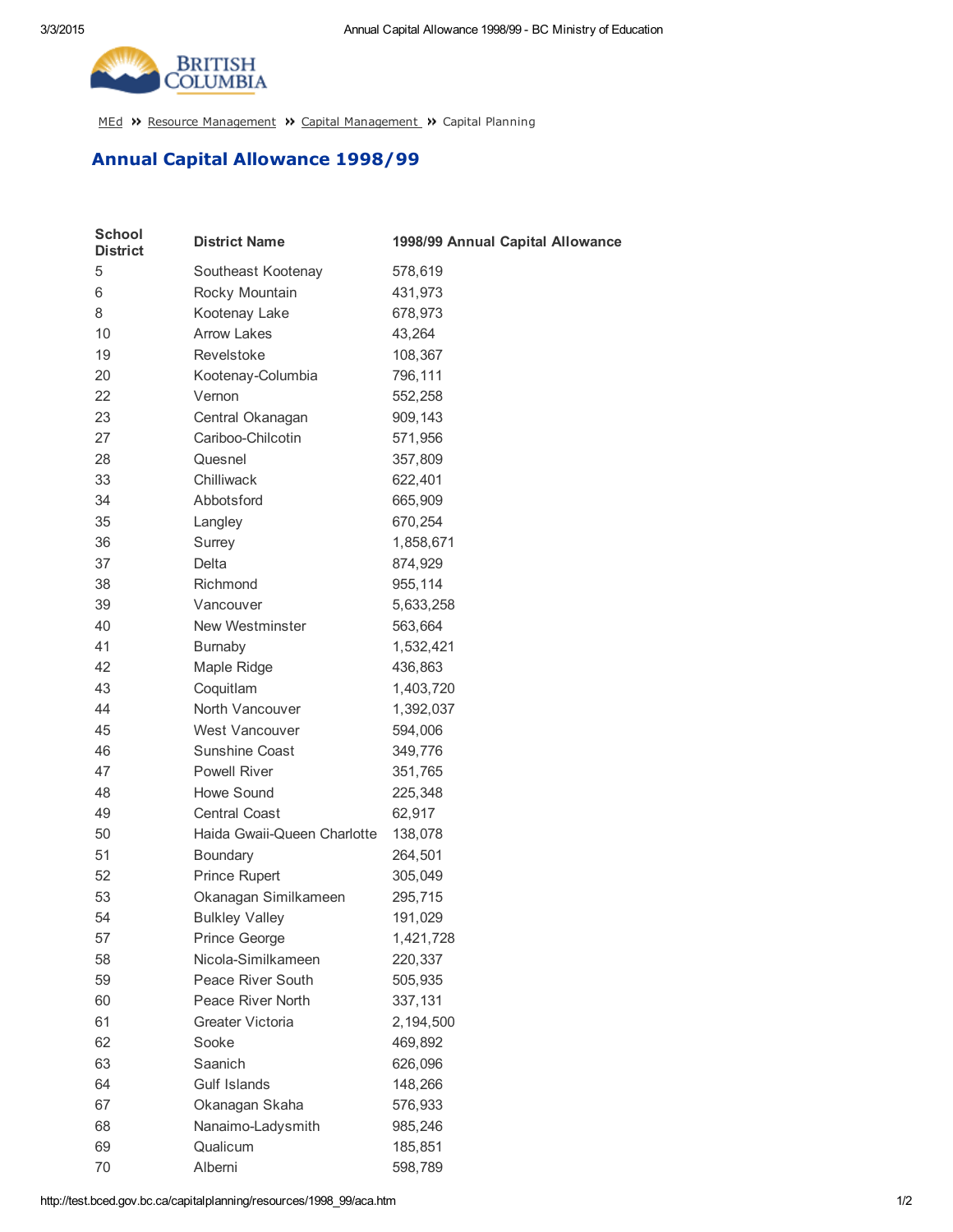MEd » Resource Management » Capital Management » Capital Planning

# Annual Capital Allowance 1998/99

| School District | District Name | 1998/99 Annual Capital Allowance |
|---|---|---|
| 5 | Southeast Kootenay | 578,619 |
| 6 | Rocky Mountain | 431,973 |
| 8 | Kootenay Lake | 678,973 |
| 10 | Arrow Lakes | 43,264 |
| 19 | Revelstoke | 108,367 |
| 20 | Kootenay-Columbia | 796,111 |
| 22 | Vernon | 552,258 |
| 23 | Central Okanagan | 909,143 |
| 27 | Cariboo-Chilcotin | 571,956 |
| 28 | Quesnel | 357,809 |
| 33 | Chilliwack | 622,401 |
| 34 | Abbotsford | 665,909 |
| 35 | Langley | 670,254 |
| 36 | Surrey | 1,858,671 |
| 37 | Delta | 874,929 |
| 38 | Richmond | 955,114 |
| 39 | Vancouver | 5,633,258 |
| 40 | New Westminster | 563,664 |
| 41 | Burnaby | 1,532,421 |
| 42 | Maple Ridge | 436,863 |
| 43 | Coquitlam | 1,403,720 |
| 44 | North Vancouver | 1,392,037 |
| 45 | West Vancouver | 594,006 |
| 46 | Sunshine Coast | 349,776 |
| 47 | Powell River | 351,765 |
| 48 | Howe Sound | 225,348 |
| 49 | Central Coast | 62,917 |
| 50 | Haida Gwaii-Queen Charlotte | 138,078 |
| 51 | Boundary | 264,501 |
| 52 | Prince Rupert | 305,049 |
| 53 | Okanagan Similkameen | 295,715 |
| 54 | Bulkley Valley | 191,029 |
| 57 | Prince George | 1,421,728 |
| 58 | Nicola-Similkameen | 220,337 |
| 59 | Peace River South | 505,935 |
| 60 | Peace River North | 337,131 |
| 61 | Greater Victoria | 2,194,500 |
| 62 | Sooke | 469,892 |
| 63 | Saanich | 626,096 |
| 64 | Gulf Islands | 148,266 |
| 67 | Okanagan Skaha | 576,933 |
| 68 | Nanaimo-Ladysmith | 985,246 |
| 69 | Qualicum | 185,851 |
| 70 | Alberni | 598,789 |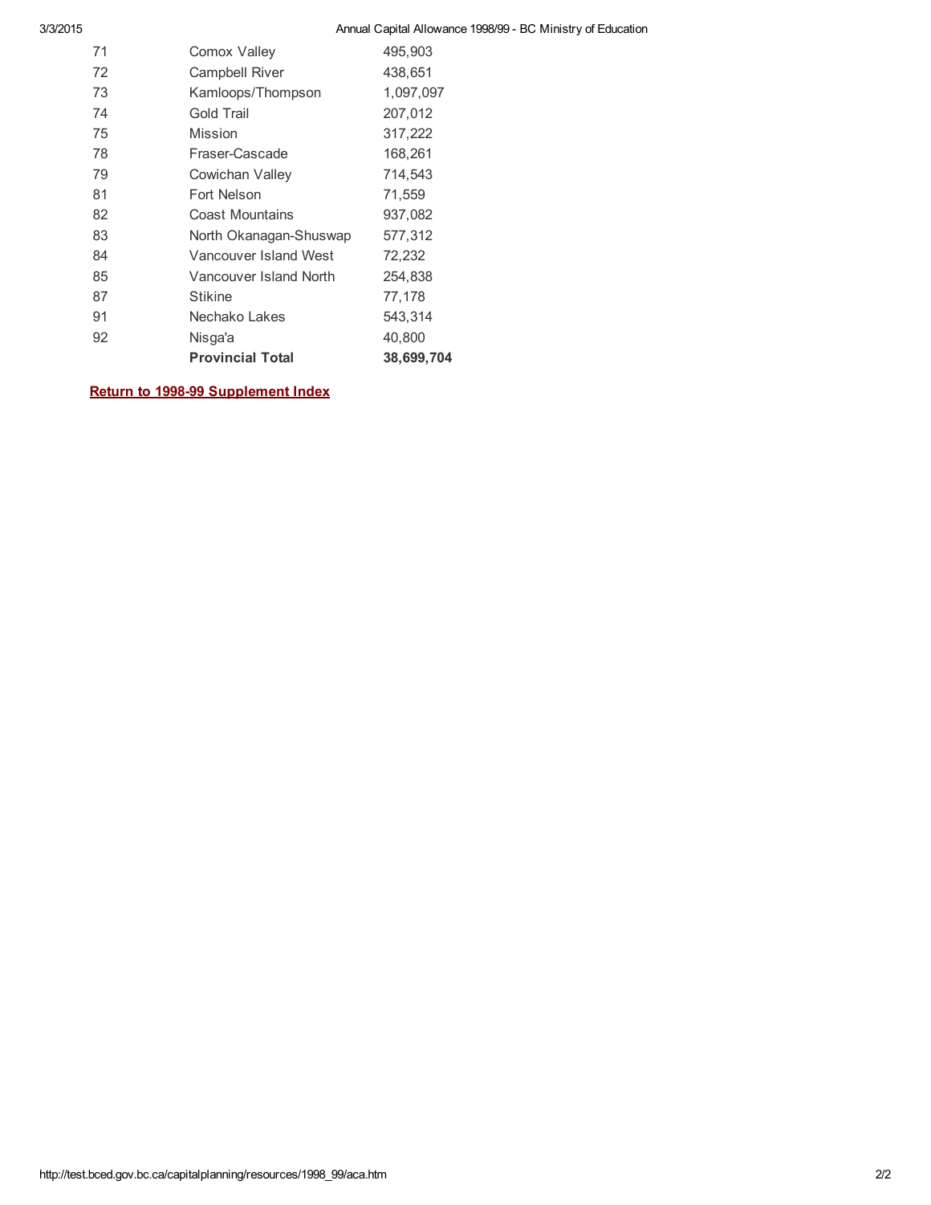| | | |
|---|---|---|
| 71 | Comox Valley | 495,903 |
| 72 | Campbell River | 438,651 |
| 73 | Kamloops/Thompson | 1,097,097 |
| 74 | Gold Trail | 207,012 |
| 75 | Mission | 317,222 |
| 78 | Fraser-Cascade | 168,261 |
| 79 | Cowichan Valley | 714,543 |
| 81 | Fort Nelson | 71,559 |
| 82 | Coast Mountains | 937,082 |
| 83 | North Okanagan-Shuswap | 577,312 |
| 84 | Vancouver Island West | 72,232 |
| 85 | Vancouver Island North | 254,838 |
| 87 | Stikine | 77,178 |
| 91 | Nechako Lakes | 543,314 |
| 92 | Nisga'a | 40,800 |
| | **Provincial Total** | **38,699,704** |

**Return to 1998-99 Supplement Index**